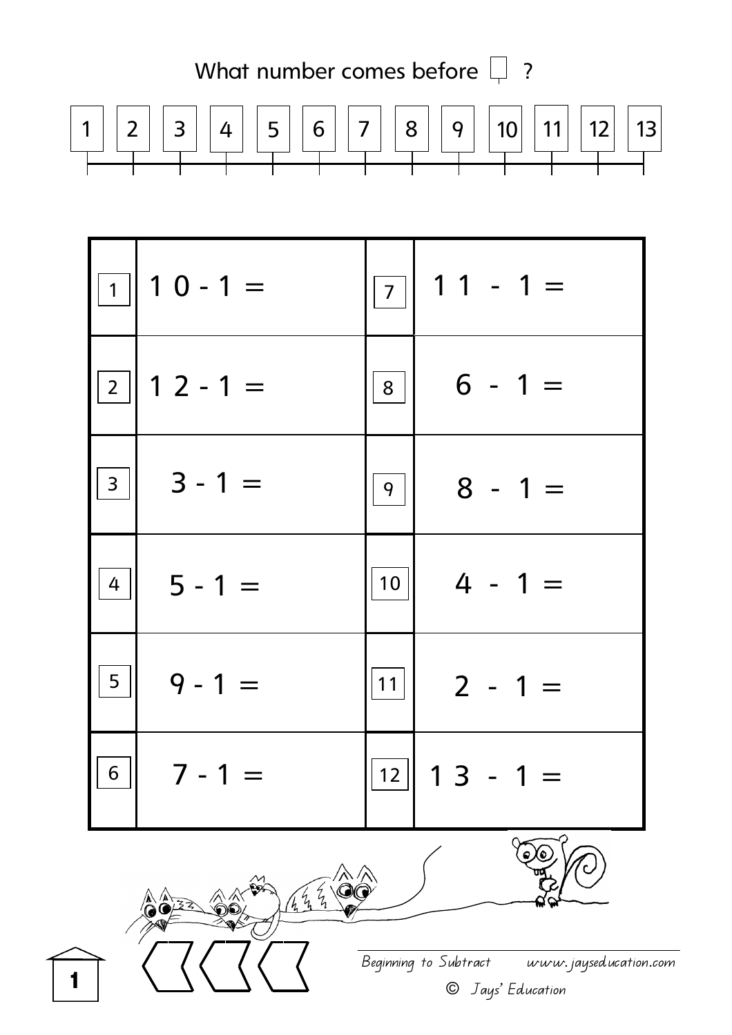# What number comes before ☐ ?

| 1 | 2 | 3 | 4 | 5 | 6 | 7 | 8 | 9 | 10 | 11 | 12 | 13 |
|---|---|---|---|---|---|---|---|---|---|---|---|---|

| | | | |
|---|---|---|---|
| 1 | $10 - 1 =$ | 7 | $11 - 1 =$ |
| 2 | $12 - 1 =$ | 8 | $6 - 1 =$ |
| 3 | $3 - 1 =$ | 9 | $8 - 1 =$ |
| 4 | $5 - 1 =$ | 10 | $4 - 1 =$ |
| 5 | $9 - 1 =$ | 11 | $2 - 1 =$ |
| 6 | $7 - 1 =$ | 12 | $13 - 1 =$ |

Beginning to Subtract www.jayseducation.com

© Jays' Education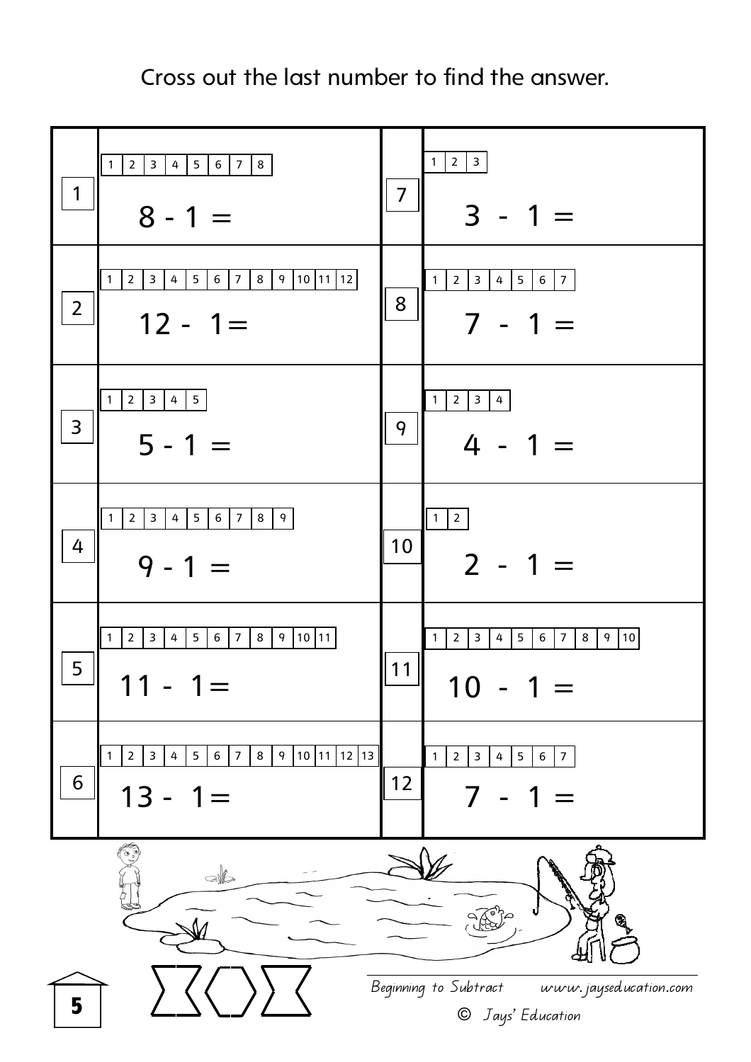Cross out the last number to find the answer.

| | | | |
|---|---|---|---|
| 1 | 1 2 3 4 5 6 7 8<br>8 - 1 = | 7 | 1 2 3<br>3 - 1 = |
| 2 | 1 2 3 4 5 6 7 8 9 10 11 12<br>12 - 1= | 8 | 1 2 3 4 5 6 7<br>7 - 1 = |
| 3 | 1 2 3 4 5<br>5 - 1 = | 9 | 1 2 3 4<br>4 - 1 = |
| 4 | 1 2 3 4 5 6 7 8 9<br>9 - 1 = | 10 | 1 2<br>2 - 1 = |
| 5 | 1 2 3 4 5 6 7 8 9 10 11<br>11 - 1= | 11 | 1 2 3 4 5 6 7 8 9 10<br>10 - 1 = |
| 6 | 1 2 3 4 5 6 7 8 9 10 11 12 13<br>13 - 1= | 12 | 1 2 3 4 5 6 7<br>7 - 1 = |

Beginning to Subtract www.jayseducation.com

© Jays' Education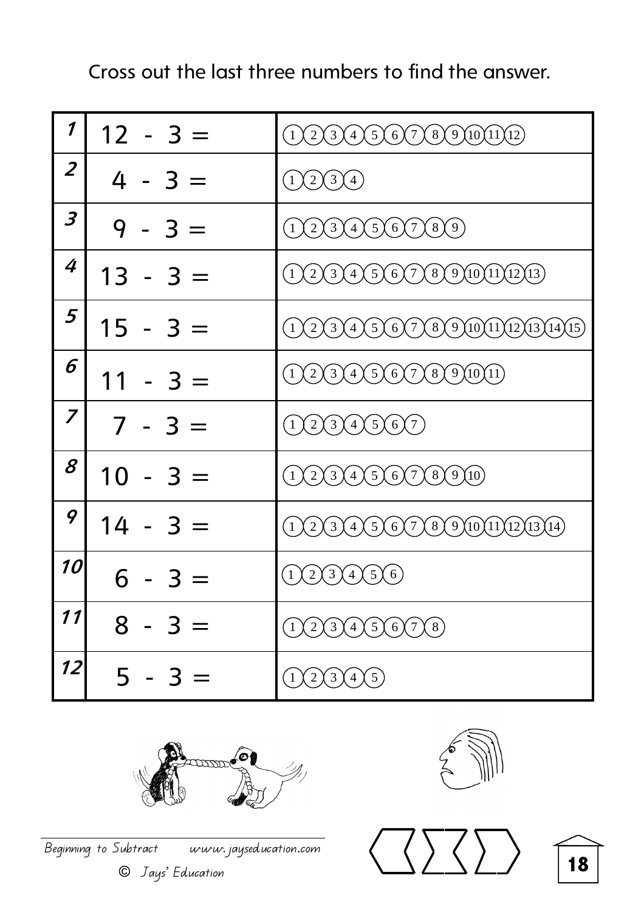Cross out the last three numbers to find the answer.

| | | |
|---|---|---|
| 1 | 12 - 3 = | 1 2 3 4 5 6 7 8 9 10 11 12 |
| 2 | 4 - 3 = | 1 2 3 4 |
| 3 | 9 - 3 = | 1 2 3 4 5 6 7 8 9 |
| 4 | 13 - 3 = | 1 2 3 4 5 6 7 8 9 10 11 12 13 |
| 5 | 15 - 3 = | 1 2 3 4 5 6 7 8 9 10 11 12 13 14 15 |
| 6 | 11 - 3 = | 1 2 3 4 5 6 7 8 9 10 11 |
| 7 | 7 - 3 = | 1 2 3 4 5 6 7 |
| 8 | 10 - 3 = | 1 2 3 4 5 6 7 8 9 10 |
| 9 | 14 - 3 = | 1 2 3 4 5 6 7 8 9 10 11 12 13 14 |
| 10 | 6 - 3 = | 1 2 3 4 5 6 |
| 11 | 8 - 3 = | 1 2 3 4 5 6 7 8 |
| 12 | 5 - 3 = | 1 2 3 4 5 |

Beginning to Subtract www.jayseducation.com

© Jays' Education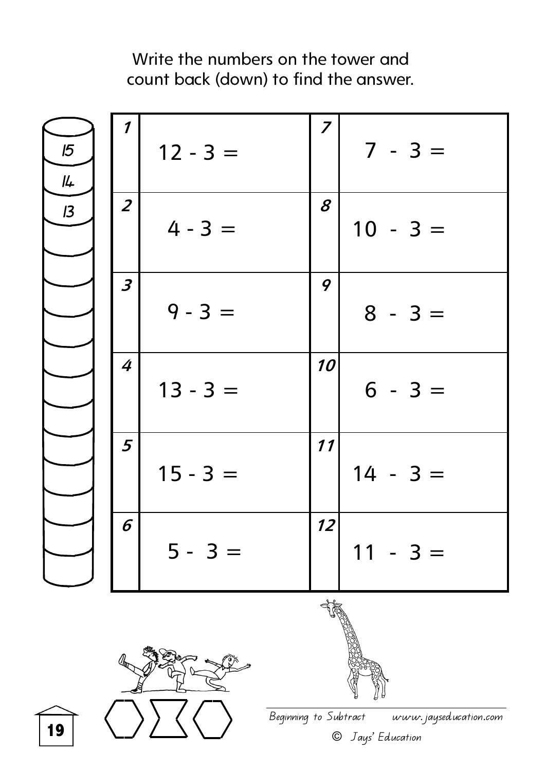Write the numbers on the tower and count back (down) to find the answer.

| 15 |
|---|
| 14 |
| 13 |
| |
| |
| |
| |
| |
| |
| |
| |
| |
| |
| |

| | | | |
|---|---|---|---|
| *1* | 12 - 3 = | *7* | 7 - 3 = |
| *2* | 4 - 3 = | *8* | 10 - 3 = |
| *3* | 9 - 3 = | *9* | 8 - 3 = |
| *4* | 13 - 3 = | *10* | 6 - 3 = |
| *5* | 15 - 3 = | *11* | 14 - 3 = |
| *6* | 5 - 3 = | *12* | 11 - 3 = |

*Beginning to Subtract* *www.jayseducation.com*

© *Jays' Education*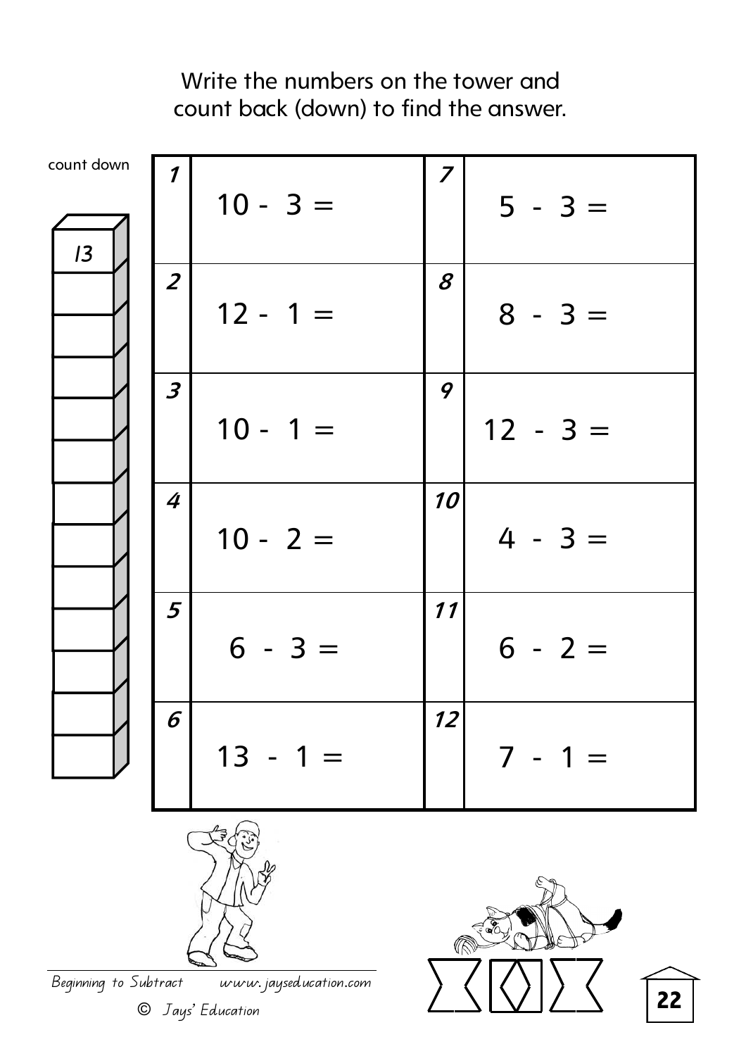Write the numbers on the tower and count back (down) to find the answer.

count down

13

| | | | |
|---|---|---|---|
| 1 | 10 - 3 = | 7 | 5 - 3 = |
| 2 | 12 - 1 = | 8 | 8 - 3 = |
| 3 | 10 - 1 = | 9 | 12 - 3 = |
| 4 | 10 - 2 = | 10 | 4 - 3 = |
| 5 | 6 - 3 = | 11 | 6 - 2 = |
| 6 | 13 - 1 = | 12 | 7 - 1 = |

Beginning to Subtract www.jayseducation.com

© Jays' Education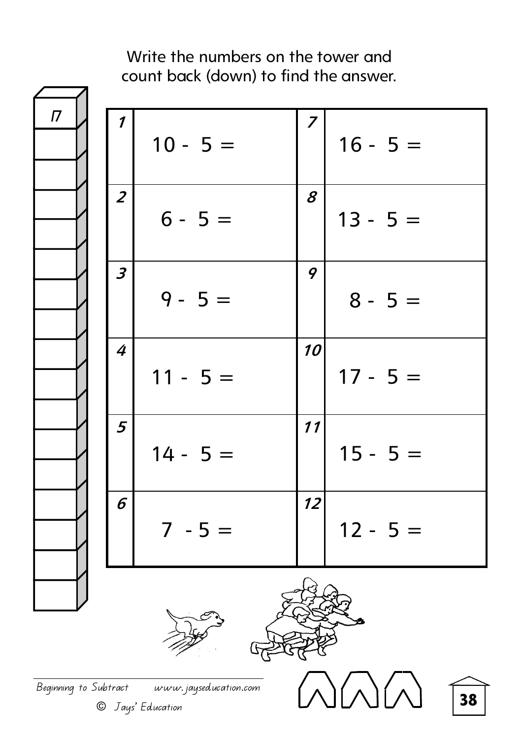Write the numbers on the tower and count back (down) to find the answer.

| 17 |
|---|
| |
| |
| |
| |
| |
| |
| |
| |
| |
| |
| |
| |
| |
| |
| |
| |

| | | | |
|---|---|---|---|
| 1 | 10 - 5 = | 7 | 16 - 5 = |
| 2 | 6 - 5 = | 8 | 13 - 5 = |
| 3 | 9 - 5 = | 9 | 8 - 5 = |
| 4 | 11 - 5 = | 10 | 17 - 5 = |
| 5 | 14 - 5 = | 11 | 15 - 5 = |
| 6 | 7 - 5 = | 12 | 12 - 5 = |

Beginning to Subtract www.jayseducation.com

© Jays' Education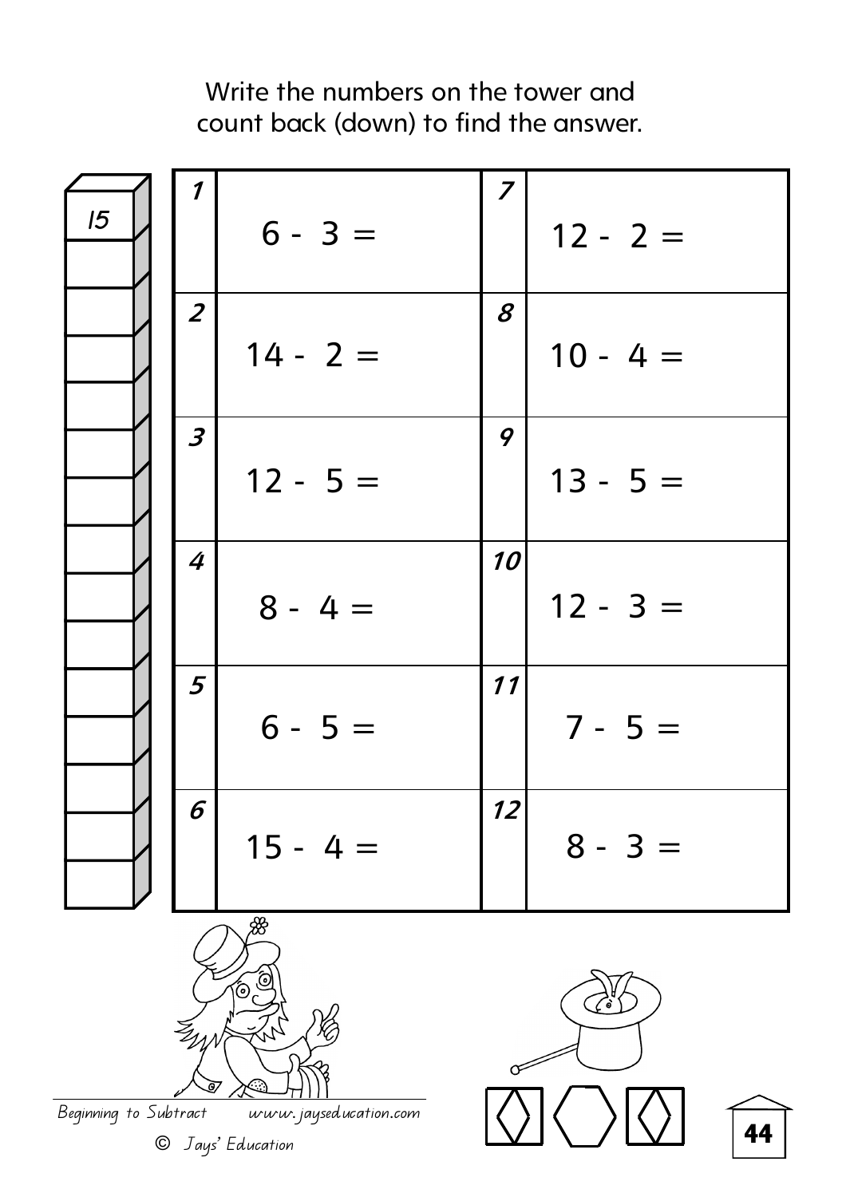Write the numbers on the tower and count back (down) to find the answer.

15

| | | | |
|---|---|---|---|
| 1 | $6 - 3 =$ | 7 | $12 - 2 =$ |
| 2 | $14 - 2 =$ | 8 | $10 - 4 =$ |
| 3 | $12 - 5 =$ | 9 | $13 - 5 =$ |
| 4 | $8 - 4 =$ | 10 | $12 - 3 =$ |
| 5 | $6 - 5 =$ | 11 | $7 - 5 =$ |
| 6 | $15 - 4 =$ | 12 | $8 - 3 =$ |

Beginning to Subtract www.jayseducation.com

© Jays' Education